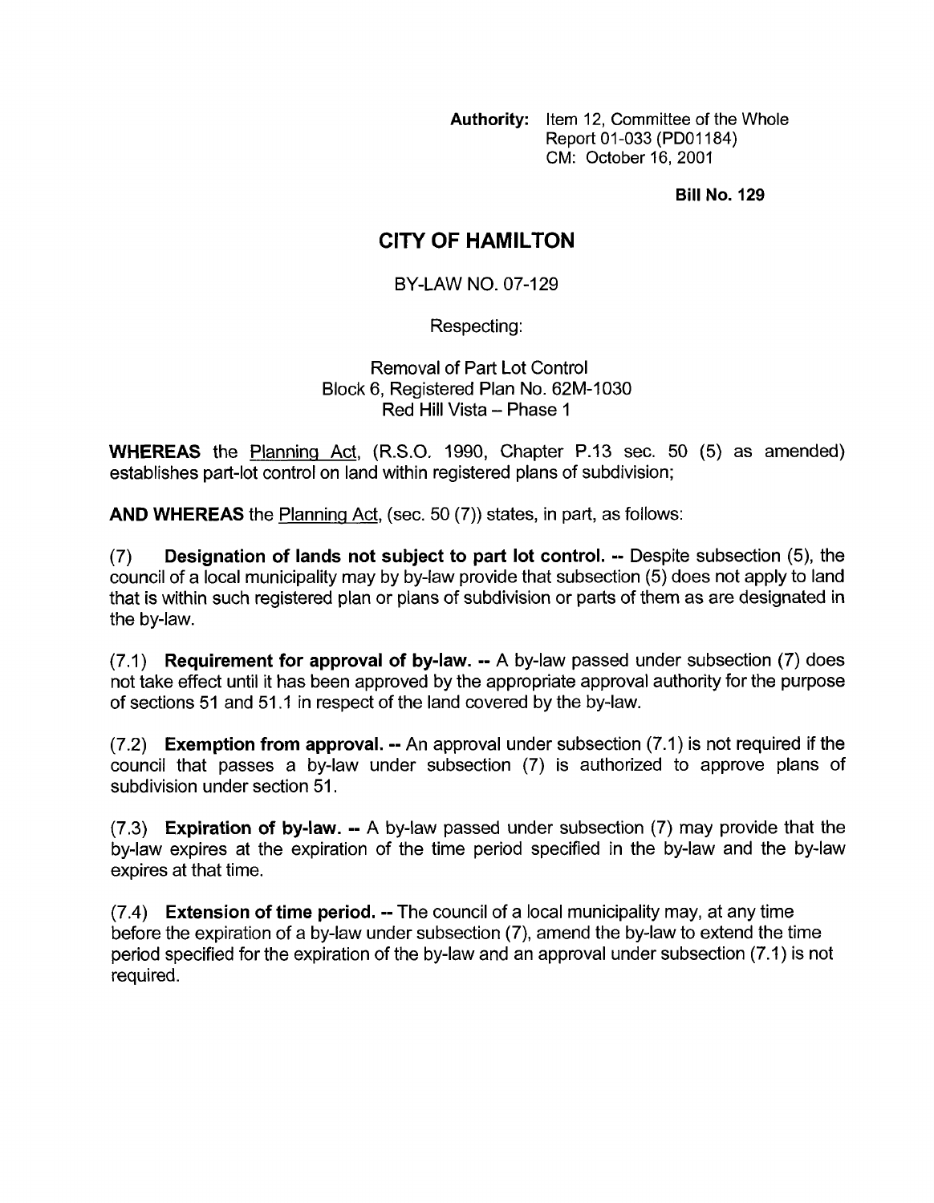**Authority:** Item 12, Committee of the Whole
Report 01-033 (PD01184)
CM: October 16, 2001

**Bill No. 129**

# CITY OF HAMILTON

BY-LAW NO. 07-129

Respecting:

Removal of Part Lot Control
Block 6, Registered Plan No. 62M-1030
Red Hill Vista – Phase 1

**WHEREAS** the Planning Act, (R.S.O. 1990, Chapter P.13 sec. 50 (5) as amended) establishes part-lot control on land within registered plans of subdivision;

**AND WHEREAS** the Planning Act, (sec. 50 (7)) states, in part, as follows:

(7) **Designation of lands not subject to part lot control. --** Despite subsection (5), the council of a local municipality may by by-law provide that subsection (5) does not apply to land that is within such registered plan or plans of subdivision or parts of them as are designated in the by-law.

(7.1) **Requirement for approval of by-law. --** A by-law passed under subsection (7) does not take effect until it has been approved by the appropriate approval authority for the purpose of sections 51 and 51.1 in respect of the land covered by the by-law.

(7.2) **Exemption from approval. --** An approval under subsection (7.1) is not required if the council that passes a by-law under subsection (7) is authorized to approve plans of subdivision under section 51.

(7.3) **Expiration of by-law. --** A by-law passed under subsection (7) may provide that the by-law expires at the expiration of the time period specified in the by-law and the by-law expires at that time.

(7.4) **Extension of time period. --** The council of a local municipality may, at any time before the expiration of a by-law under subsection (7), amend the by-law to extend the time period specified for the expiration of the by-law and an approval under subsection (7.1) is not required.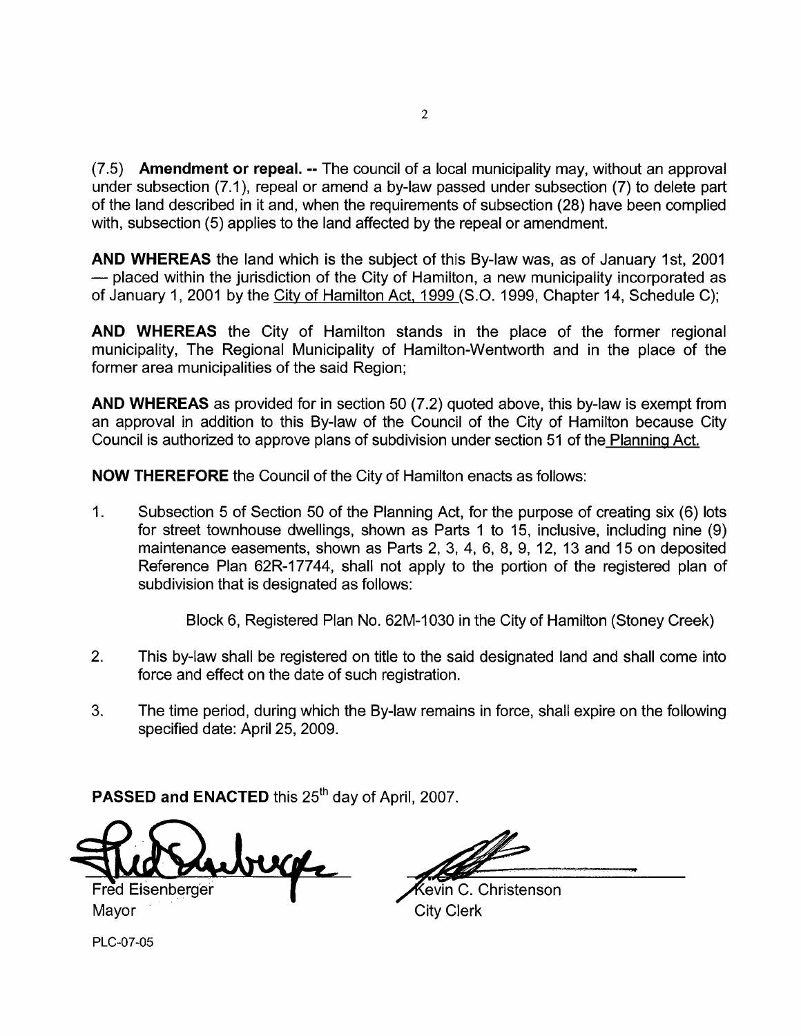(7.5) **Amendment or repeal. --** The council of a local municipality may, without an approval under subsection (7.1), repeal or amend a by-law passed under subsection (7) to delete part of the land described in it and, when the requirements of subsection (28) have been complied with, subsection (5) applies to the land affected by the repeal or amendment.

**AND WHEREAS** the land which is the subject of this By-law was, as of January 1st, 2001 — placed within the jurisdiction of the City of Hamilton, a new municipality incorporated as of January 1, 2001 by the City of Hamilton Act, 1999 (S.O. 1999, Chapter 14, Schedule C);

**AND WHEREAS** the City of Hamilton stands in the place of the former regional municipality, The Regional Municipality of Hamilton-Wentworth and in the place of the former area municipalities of the said Region;

**AND WHEREAS** as provided for in section 50 (7.2) quoted above, this by-law is exempt from an approval in addition to this By-law of the Council of the City of Hamilton because City Council is authorized to approve plans of subdivision under section 51 of the Planning Act.

**NOW THEREFORE** the Council of the City of Hamilton enacts as follows:

1. Subsection 5 of Section 50 of the Planning Act, for the purpose of creating six (6) lots for street townhouse dwellings, shown as Parts 1 to 15, inclusive, including nine (9) maintenance easements, shown as Parts 2, 3, 4, 6, 8, 9, 12, 13 and 15 on deposited Reference Plan 62R-17744, shall not apply to the portion of the registered plan of subdivision that is designated as follows:

   Block 6, Registered Plan No. 62M-1030 in the City of Hamilton (Stoney Creek)

2. This by-law shall be registered on title to the said designated land and shall come into force and effect on the date of such registration.

3. The time period, during which the By-law remains in force, shall expire on the following specified date: April 25, 2009.

**PASSED and ENACTED** this 25th day of April, 2007.

Fred Eisenberger
Mayor

Kevin C. Christenson
City Clerk

PLC-07-05